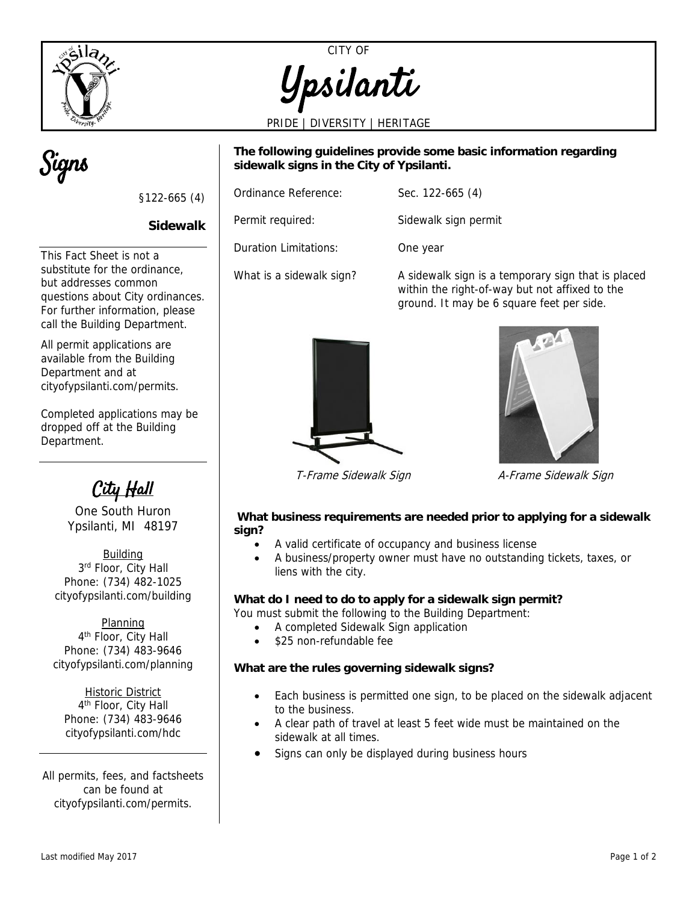CITY OF

# Ypsilanti

PRIDE | DIVERSITY | HERITAGE

# Signs

§122-665 (4)

**Sidewalk**

This Fact Sheet is not a substitute for the ordinance, but addresses common questions about City ordinances. For further information, please call the Building Department.

All permit applications are available from the Building Department and at cityofypsilanti.com/permits.

Completed applications may be dropped off at the Building Department.

## City Hall

One South Huron
Ypsilanti, MI 48197

Building
3rd Floor, City Hall
Phone: (734) 482-1025
cityofypsilanti.com/building

Planning
4th Floor, City Hall
Phone: (734) 483-9646
cityofypsilanti.com/planning

Historic District
4th Floor, City Hall
Phone: (734) 483-9646
cityofypsilanti.com/hdc

All permits, fees, and factsheets can be found at cityofypsilanti.com/permits.

**The following guidelines provide some basic information regarding sidewalk signs in the City of Ypsilanti.**

| | |
|---|---|
| Ordinance Reference: | Sec. 122-665 (4) |
| Permit required: | Sidewalk sign permit |
| Duration Limitations: | One year |
| What is a sidewalk sign? | A sidewalk sign is a temporary sign that is placed within the right-of-way but not affixed to the ground. It may be 6 square feet per side. |

*T-Frame Sidewalk Sign*

*A-Frame Sidewalk Sign*

**What business requirements are needed prior to applying for a sidewalk sign?**

- A valid certificate of occupancy and business license
- A business/property owner must have no outstanding tickets, taxes, or liens with the city.

**What do I need to do to apply for a sidewalk sign permit?**

You must submit the following to the Building Department:

- A completed Sidewalk Sign application
- $25 non-refundable fee

**What are the rules governing sidewalk signs?**

- Each business is permitted one sign, to be placed on the sidewalk adjacent to the business.
- A clear path of travel at least 5 feet wide must be maintained on the sidewalk at all times.
- Signs can only be displayed during business hours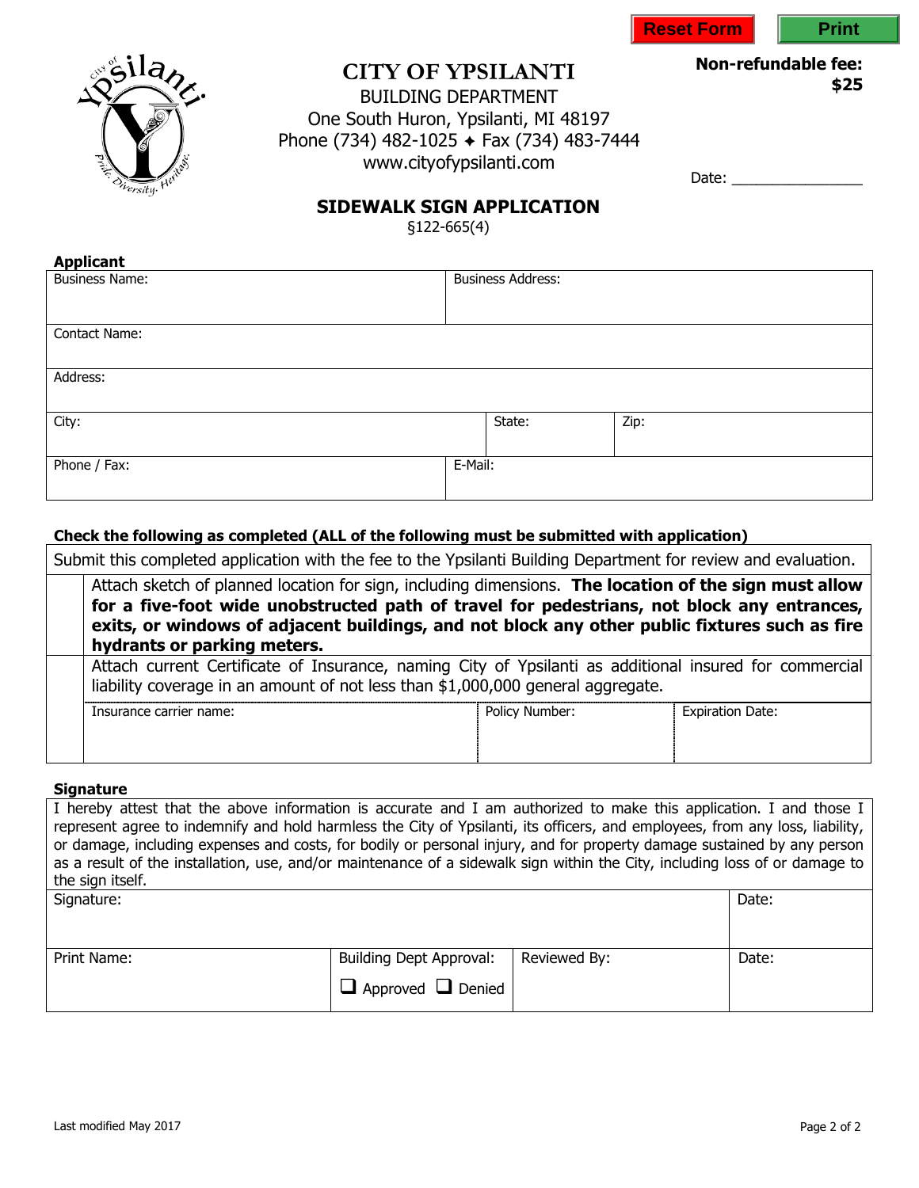Reset Form | Print

# CITY OF YPSILANTI

BUILDING DEPARTMENT
One South Huron, Ypsilanti, MI 48197
Phone (734) 482-1025 ✦ Fax (734) 483-7444
www.cityofypsilanti.com

**Non-refundable fee: $25**

Date: _______________

## SIDEWALK SIGN APPLICATION

§122-665(4)

**Applicant**

| | | |
|---|---|---|
| Business Name: | Business Address: | |
| Contact Name: | | |
| Address: | | |
| City: | State: | Zip: |
| Phone / Fax: | E-Mail: | |

**Check the following as completed (ALL of the following must be submitted with application)**

| | | | |
|---|---|---|---|
| Submit this completed application with the fee to the Ypsilanti Building Department for review and evaluation. | | | |
| ☐ | Attach sketch of planned location for sign, including dimensions. **The location of the sign must allow for a five-foot wide unobstructed path of travel for pedestrians, not block any entrances, exits, or windows of adjacent buildings, and not block any other public fixtures such as fire hydrants or parking meters.** | | |
| ☐ | Attach current Certificate of Insurance, naming City of Ypsilanti as additional insured for commercial liability coverage in an amount of not less than $1,000,000 general aggregate. | | |
| | Insurance carrier name: | Policy Number: | Expiration Date: |

**Signature**

I hereby attest that the above information is accurate and I am authorized to make this application. I and those I represent agree to indemnify and hold harmless the City of Ypsilanti, its officers, and employees, from any loss, liability, or damage, including expenses and costs, for bodily or personal injury, and for property damage sustained by any person as a result of the installation, use, and/or maintenance of a sidewalk sign within the City, including loss of or damage to the sign itself.

| | | | |
|---|---|---|---|
| Signature: | | | Date: |
| Print Name: | Building Dept Approval: ☐ Approved ☐ Denied | Reviewed By: | Date: |

Last modified May 2017